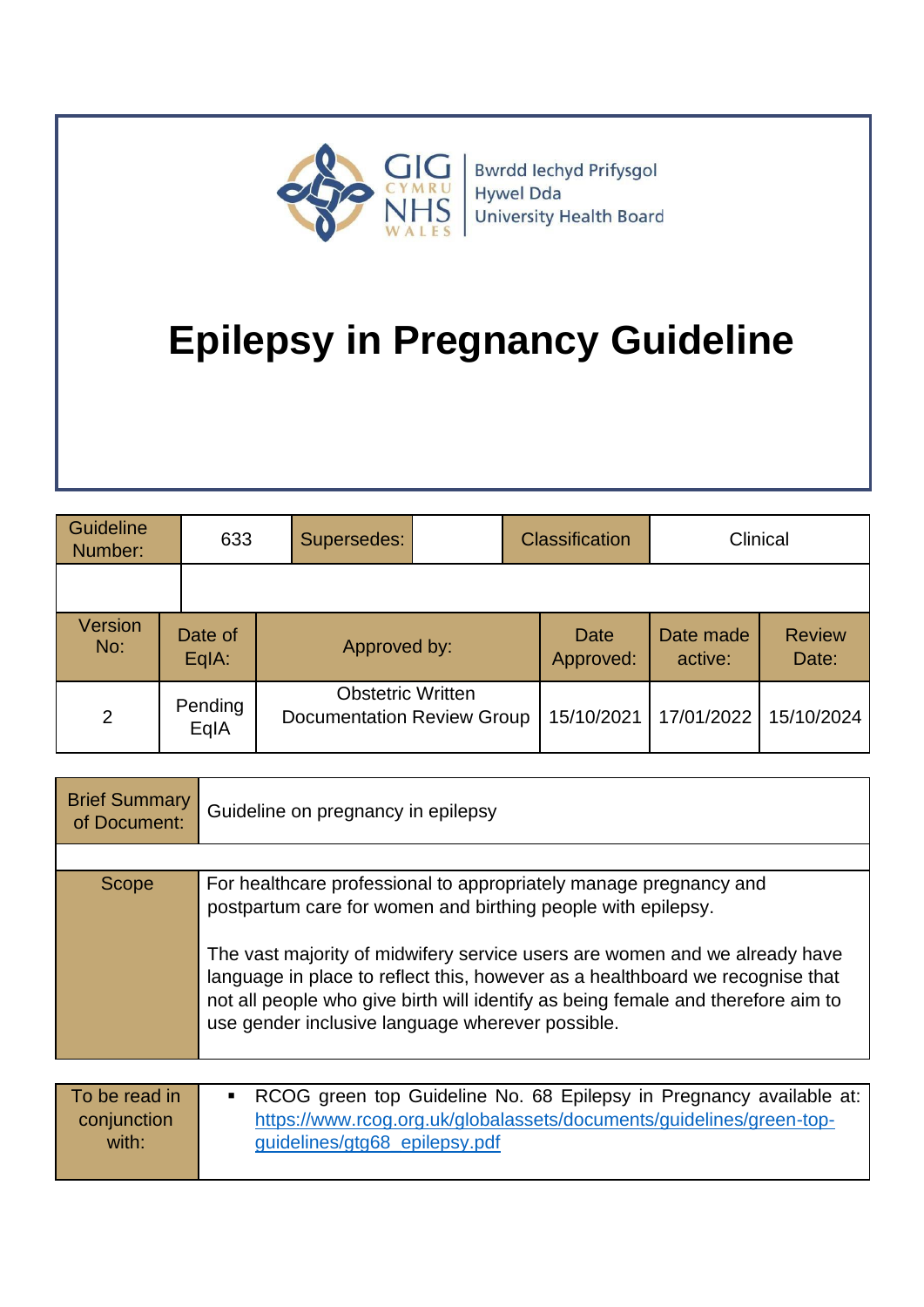GIG CYMRU NHS WALES | Bwrdd Iechyd Prifysgol Hywel Dda University Health Board

# Epilepsy in Pregnancy Guideline

| Guideline Number: | 633 | Supersedes: | | Classification | Clinical |
|---|---|---|---|---|---|
| | | | | | |

| Version No: | Date of EqIA: | Approved by: | Date Approved: | Date made active: | Review Date: |
|---|---|---|---|---|---|
| 2 | Pending EqIA | Obstetric Written Documentation Review Group | 15/10/2021 | 17/01/2022 | 15/10/2024 |

| Brief Summary of Document: | Guideline on pregnancy in epilepsy |
|---|---|
| | |
| Scope | For healthcare professional to appropriately manage pregnancy and postpartum care for women and birthing people with epilepsy.<br><br>The vast majority of midwifery service users are women and we already have language in place to reflect this, however as a healthboard we recognise that not all people who give birth will identify as being female and therefore aim to use gender inclusive language wherever possible. |

| To be read in conjunction with: | ▪ RCOG green top Guideline No. 68 Epilepsy in Pregnancy available at: https://www.rcog.org.uk/globalassets/documents/guidelines/green-top-guidelines/gtg68_epilepsy.pdf |
|---|---|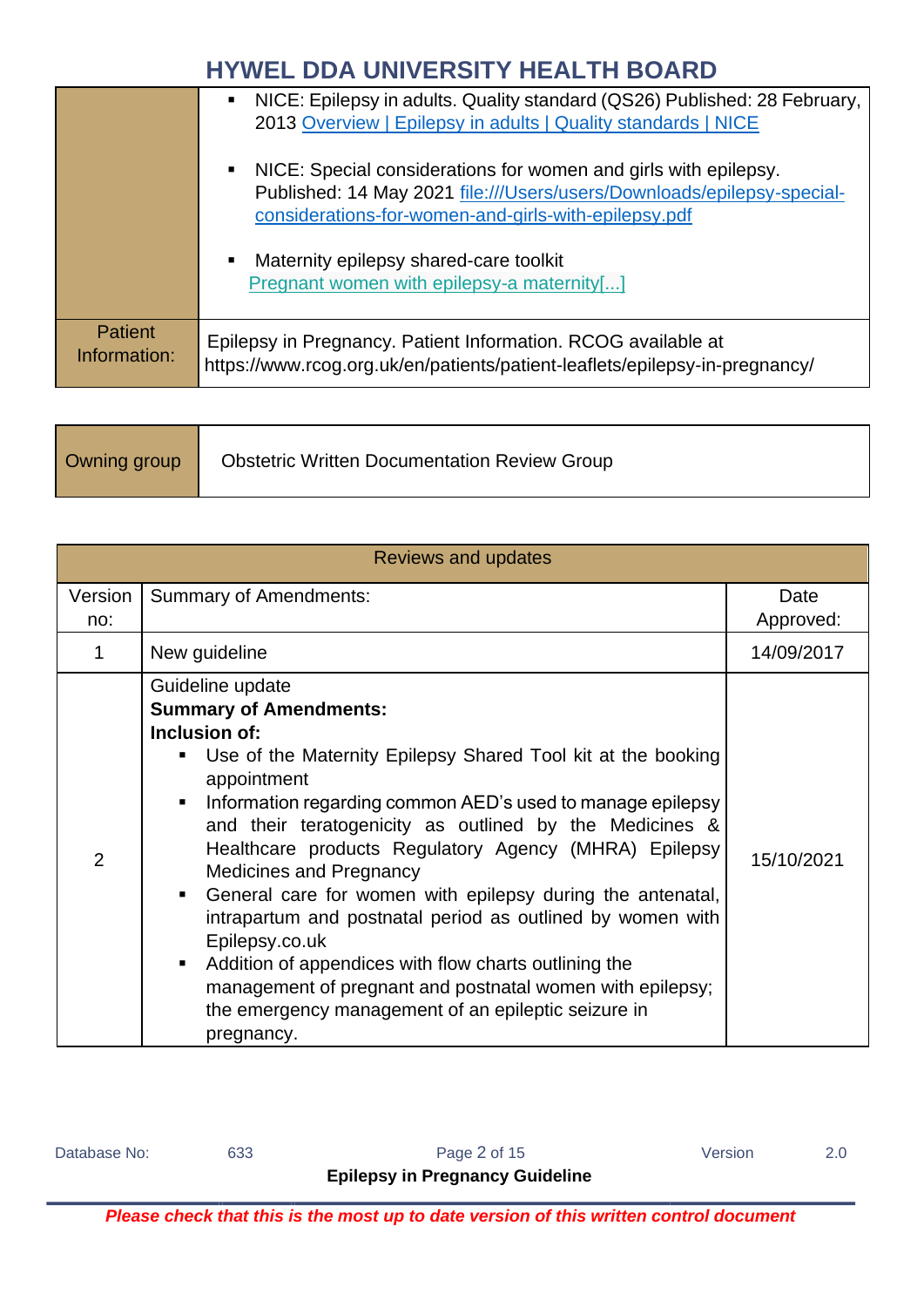| | |
|---|---|
| | ▪ NICE: Epilepsy in adults. Quality standard (QS26) Published: 28 February, 2013 [Overview \| Epilepsy in adults \| Quality standards \| NICE]<br><br>▪ NICE: Special considerations for women and girls with epilepsy. Published: 14 May 2021 file:///Users/users/Downloads/epilepsy-special-considerations-for-women-and-girls-with-epilepsy.pdf<br><br>▪ Maternity epilepsy shared-care toolkit Pregnant women with epilepsy-a maternity[...] |
| Patient Information: | Epilepsy in Pregnancy. Patient Information. RCOG available at https://www.rcog.org.uk/en/patients/patient-leaflets/epilepsy-in-pregnancy/ |

| Owning group | Obstetric Written Documentation Review Group |
|---|---|

| Reviews and updates | | |
|---|---|---|
| Version no: | Summary of Amendments: | Date Approved: |
| 1 | New guideline | 14/09/2017 |
| 2 | Guideline update<br>**Summary of Amendments:**<br>**Inclusion of:**<br>▪ Use of the Maternity Epilepsy Shared Tool kit at the booking appointment<br>▪ Information regarding common AED's used to manage epilepsy and their teratogenicity as outlined by the Medicines & Healthcare products Regulatory Agency (MHRA) Epilepsy Medicines and Pregnancy<br>▪ General care for women with epilepsy during the antenatal, intrapartum and postnatal period as outlined by women with Epilepsy.co.uk<br>▪ Addition of appendices with flow charts outlining the management of pregnant and postnatal women with epilepsy; the emergency management of an epileptic seizure in pregnancy. | 15/10/2021 |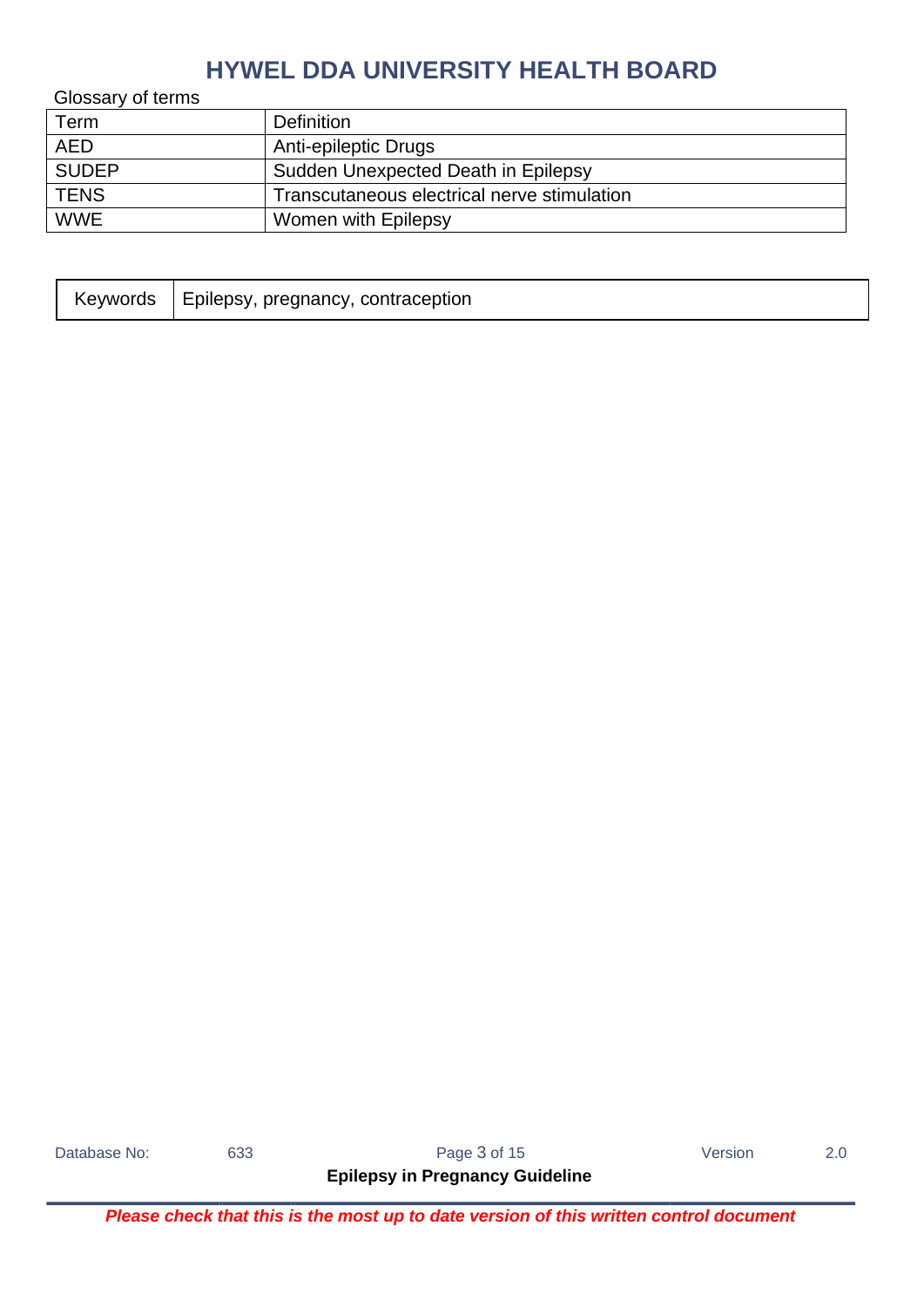Glossary of terms

| Term | Definition |
| --- | --- |
| AED | Anti-epileptic Drugs |
| SUDEP | Sudden Unexpected Death in Epilepsy |
| TENS | Transcutaneous electrical nerve stimulation |
| WWE | Women with Epilepsy |

| Keywords | Epilepsy, pregnancy, contraception |
| --- | --- |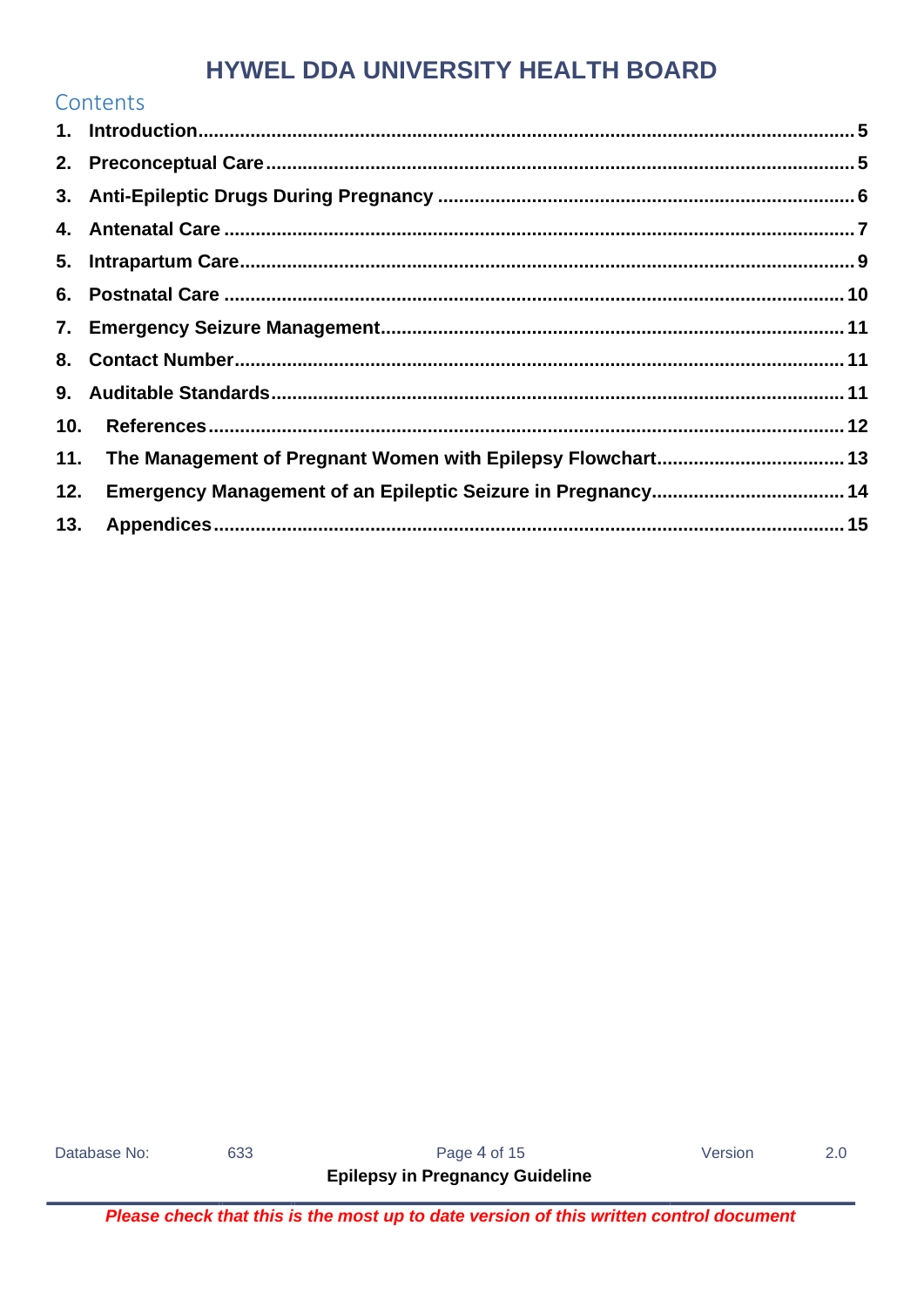# Contents

1. **Introduction** ... 5
2. **Preconceptual Care** ... 5
3. **Anti-Epileptic Drugs During Pregnancy** ... 6
4. **Antenatal Care** ... 7
5. **Intrapartum Care** ... 9
6. **Postnatal Care** ... 10
7. **Emergency Seizure Management** ... 11
8. **Contact Number** ... 11
9. **Auditable Standards** ... 11
10. **References** ... 12
11. **The Management of Pregnant Women with Epilepsy Flowchart** ... 13
12. **Emergency Management of an Epileptic Seizure in Pregnancy** ... 14
13. **Appendices** ... 15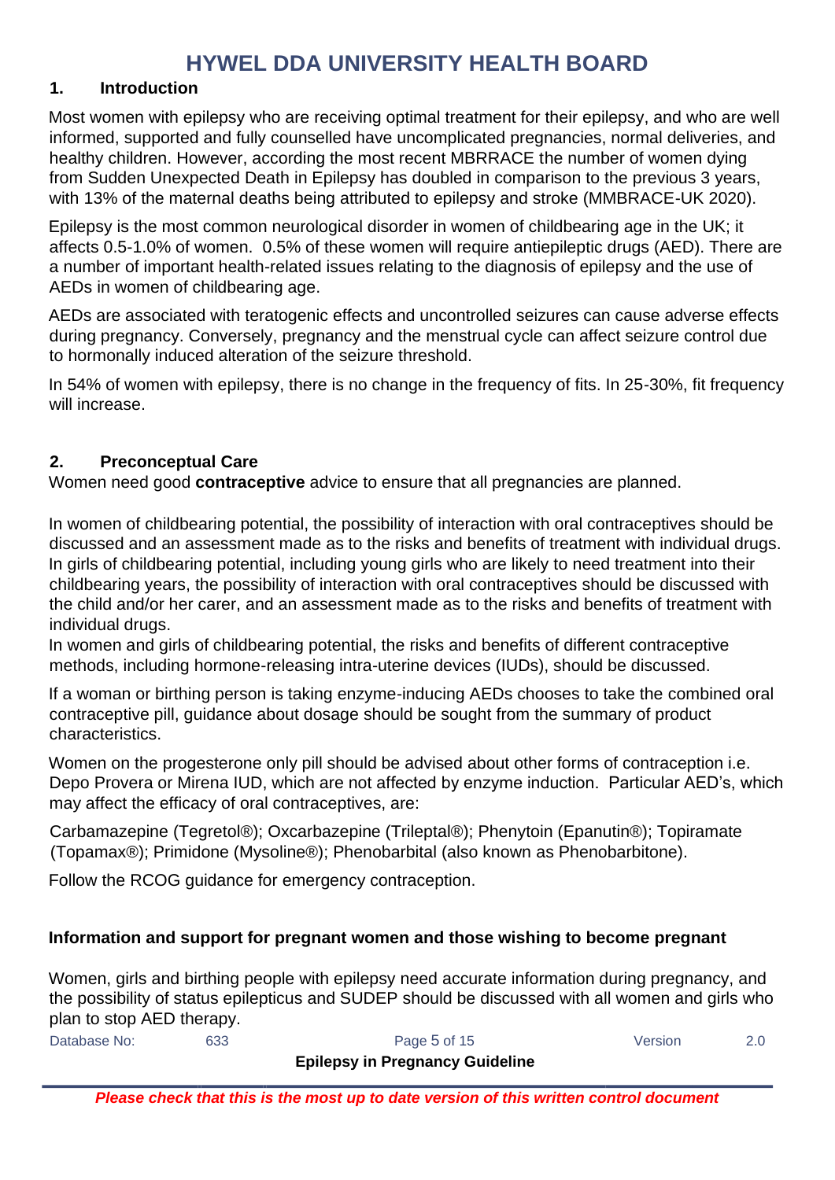## 1. Introduction

Most women with epilepsy who are receiving optimal treatment for their epilepsy, and who are well informed, supported and fully counselled have uncomplicated pregnancies, normal deliveries, and healthy children. However, according the most recent MBRRACE the number of women dying from Sudden Unexpected Death in Epilepsy has doubled in comparison to the previous 3 years, with 13% of the maternal deaths being attributed to epilepsy and stroke (MMBRACE-UK 2020).

Epilepsy is the most common neurological disorder in women of childbearing age in the UK; it affects 0.5-1.0% of women. 0.5% of these women will require antiepileptic drugs (AED). There are a number of important health-related issues relating to the diagnosis of epilepsy and the use of AEDs in women of childbearing age.

AEDs are associated with teratogenic effects and uncontrolled seizures can cause adverse effects during pregnancy. Conversely, pregnancy and the menstrual cycle can affect seizure control due to hormonally induced alteration of the seizure threshold.

In 54% of women with epilepsy, there is no change in the frequency of fits. In 25-30%, fit frequency will increase.

## 2. Preconceptual Care

Women need good **contraceptive** advice to ensure that all pregnancies are planned.

In women of childbearing potential, the possibility of interaction with oral contraceptives should be discussed and an assessment made as to the risks and benefits of treatment with individual drugs. In girls of childbearing potential, including young girls who are likely to need treatment into their childbearing years, the possibility of interaction with oral contraceptives should be discussed with the child and/or her carer, and an assessment made as to the risks and benefits of treatment with individual drugs.
In women and girls of childbearing potential, the risks and benefits of different contraceptive methods, including hormone-releasing intra-uterine devices (IUDs), should be discussed.

If a woman or birthing person is taking enzyme-inducing AEDs chooses to take the combined oral contraceptive pill, guidance about dosage should be sought from the summary of product characteristics.

Women on the progesterone only pill should be advised about other forms of contraception i.e. Depo Provera or Mirena IUD, which are not affected by enzyme induction. Particular AED's, which may affect the efficacy of oral contraceptives, are:

Carbamazepine (Tegretol®); Oxcarbazepine (Trileptal®); Phenytoin (Epanutin®); Topiramate (Topamax®); Primidone (Mysoline®); Phenobarbital (also known as Phenobarbitone).

Follow the RCOG guidance for emergency contraception.

### Information and support for pregnant women and those wishing to become pregnant

Women, girls and birthing people with epilepsy need accurate information during pregnancy, and the possibility of status epilepticus and SUDEP should be discussed with all women and girls who plan to stop AED therapy.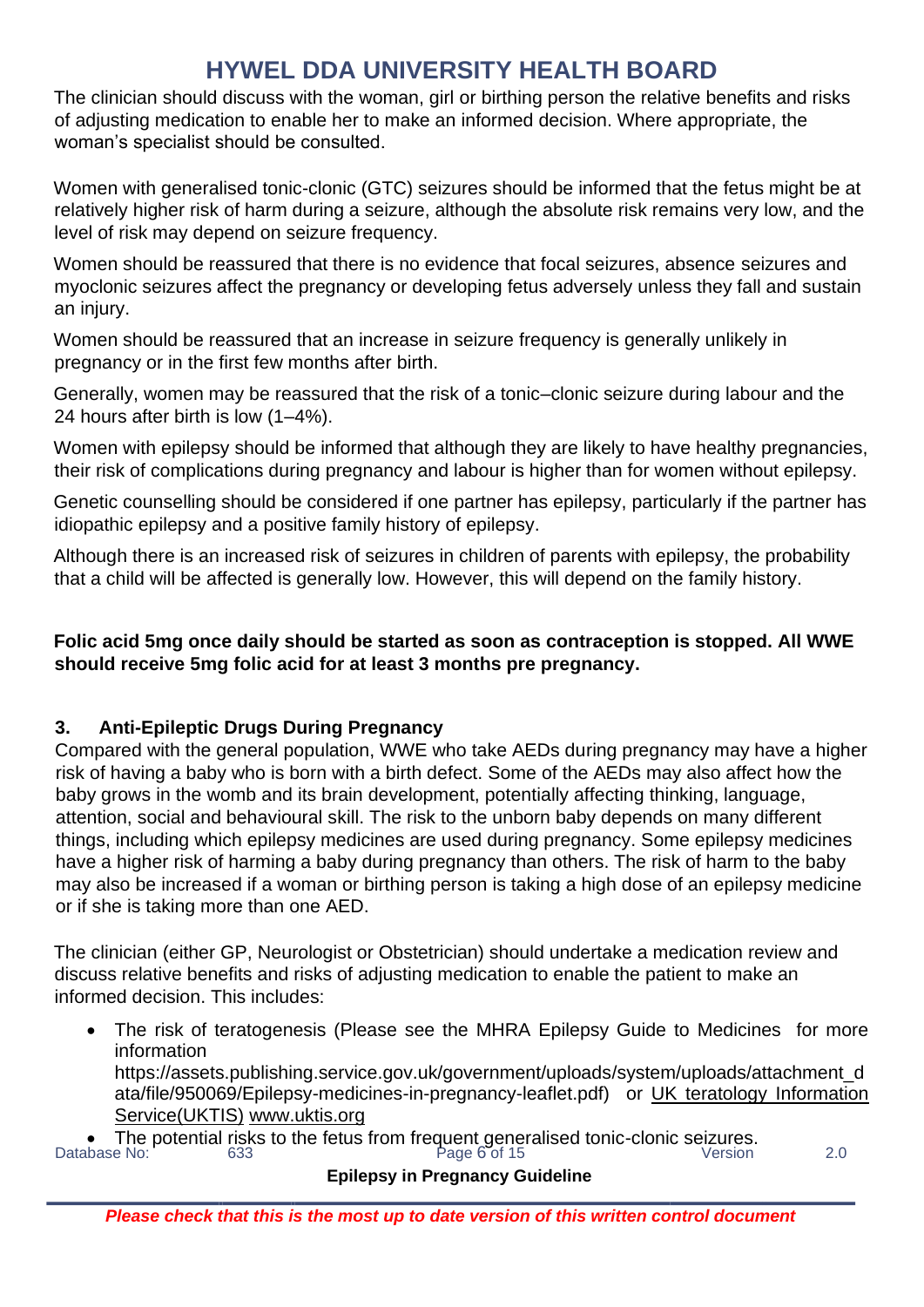The clinician should discuss with the woman, girl or birthing person the relative benefits and risks of adjusting medication to enable her to make an informed decision. Where appropriate, the woman's specialist should be consulted.

Women with generalised tonic-clonic (GTC) seizures should be informed that the fetus might be at relatively higher risk of harm during a seizure, although the absolute risk remains very low, and the level of risk may depend on seizure frequency.

Women should be reassured that there is no evidence that focal seizures, absence seizures and myoclonic seizures affect the pregnancy or developing fetus adversely unless they fall and sustain an injury.

Women should be reassured that an increase in seizure frequency is generally unlikely in pregnancy or in the first few months after birth.

Generally, women may be reassured that the risk of a tonic–clonic seizure during labour and the 24 hours after birth is low (1–4%).

Women with epilepsy should be informed that although they are likely to have healthy pregnancies, their risk of complications during pregnancy and labour is higher than for women without epilepsy.

Genetic counselling should be considered if one partner has epilepsy, particularly if the partner has idiopathic epilepsy and a positive family history of epilepsy.

Although there is an increased risk of seizures in children of parents with epilepsy, the probability that a child will be affected is generally low. However, this will depend on the family history.

**Folic acid 5mg once daily should be started as soon as contraception is stopped. All WWE should receive 5mg folic acid for at least 3 months pre pregnancy.**

### 3. Anti-Epileptic Drugs During Pregnancy

Compared with the general population, WWE who take AEDs during pregnancy may have a higher risk of having a baby who is born with a birth defect. Some of the AEDs may also affect how the baby grows in the womb and its brain development, potentially affecting thinking, language, attention, social and behavioural skill. The risk to the unborn baby depends on many different things, including which epilepsy medicines are used during pregnancy. Some epilepsy medicines have a higher risk of harming a baby during pregnancy than others. The risk of harm to the baby may also be increased if a woman or birthing person is taking a high dose of an epilepsy medicine or if she is taking more than one AED.

The clinician (either GP, Neurologist or Obstetrician) should undertake a medication review and discuss relative benefits and risks of adjusting medication to enable the patient to make an informed decision. This includes:

- The risk of teratogenesis (Please see the MHRA Epilepsy Guide to Medicines for more information https://assets.publishing.service.gov.uk/government/uploads/system/uploads/attachment_data/file/950069/Epilepsy-medicines-in-pregnancy-leaflet.pdf) or UK teratology Information Service(UKTIS) www.uktis.org
- The potential risks to the fetus from frequent generalised tonic-clonic seizures.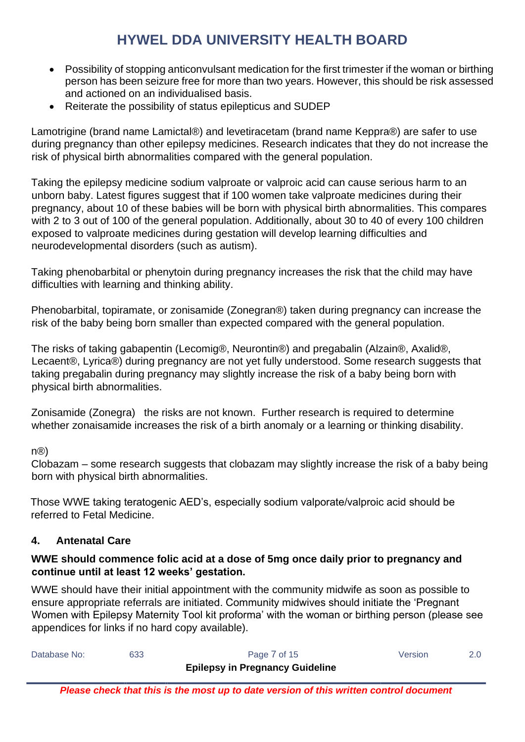- Possibility of stopping anticonvulsant medication for the first trimester if the woman or birthing person has been seizure free for more than two years. However, this should be risk assessed and actioned on an individualised basis.
- Reiterate the possibility of status epilepticus and SUDEP

Lamotrigine (brand name Lamictal®) and levetiracetam (brand name Keppra®) are safer to use during pregnancy than other epilepsy medicines. Research indicates that they do not increase the risk of physical birth abnormalities compared with the general population.

Taking the epilepsy medicine sodium valproate or valproic acid can cause serious harm to an unborn baby. Latest figures suggest that if 100 women take valproate medicines during their pregnancy, about 10 of these babies will be born with physical birth abnormalities. This compares with 2 to 3 out of 100 of the general population. Additionally, about 30 to 40 of every 100 children exposed to valproate medicines during gestation will develop learning difficulties and neurodevelopmental disorders (such as autism).

Taking phenobarbital or phenytoin during pregnancy increases the risk that the child may have difficulties with learning and thinking ability.

Phenobarbital, topiramate, or zonisamide (Zonegran®) taken during pregnancy can increase the risk of the baby being born smaller than expected compared with the general population.

The risks of taking gabapentin (Lecomig®, Neurontin®) and pregabalin (Alzain®, Axalid®, Lecaent®, Lyrica®) during pregnancy are not yet fully understood. Some research suggests that taking pregabalin during pregnancy may slightly increase the risk of a baby being born with physical birth abnormalities.

Zonisamide (Zonegra)  the risks are not known. Further research is required to determine whether zonaisamide increases the risk of a birth anomaly or a learning or thinking disability.

n®)

Clobazam – some research suggests that clobazam may slightly increase the risk of a baby being born with physical birth abnormalities.

Those WWE taking teratogenic AED's, especially sodium valporate/valproic acid should be referred to Fetal Medicine.

## 4. Antenatal Care

**WWE should commence folic acid at a dose of 5mg once daily prior to pregnancy and continue until at least 12 weeks' gestation.**

WWE should have their initial appointment with the community midwife as soon as possible to ensure appropriate referrals are initiated. Community midwives should initiate the 'Pregnant Women with Epilepsy Maternity Tool kit proforma' with the woman or birthing person (please see appendices for links if no hard copy available).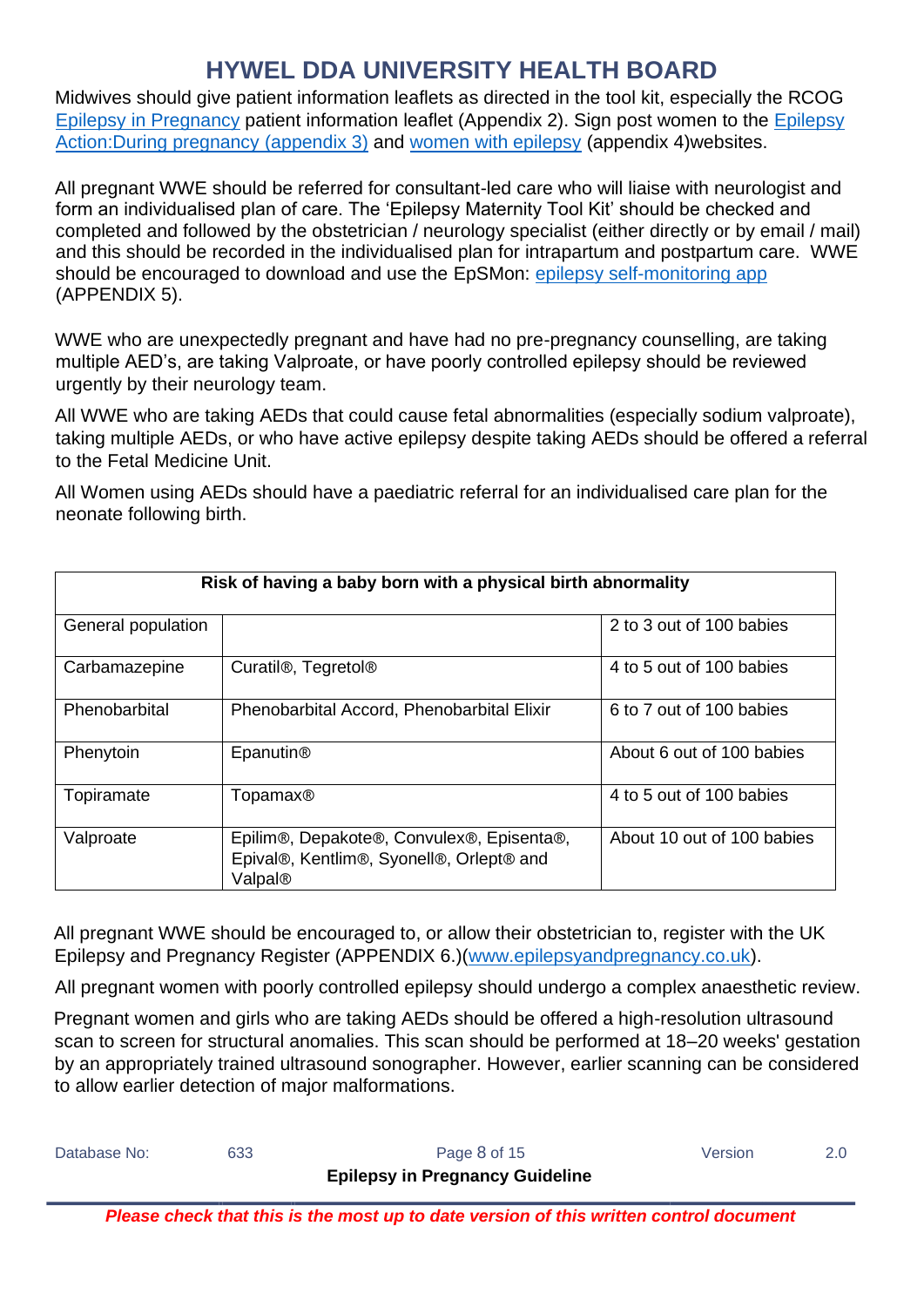Midwives should give patient information leaflets as directed in the tool kit, especially the RCOG Epilepsy in Pregnancy patient information leaflet (Appendix 2). Sign post women to the Epilepsy Action:During pregnancy (appendix 3) and women with epilepsy (appendix 4)websites.

All pregnant WWE should be referred for consultant-led care who will liaise with neurologist and form an individualised plan of care. The 'Epilepsy Maternity Tool Kit' should be checked and completed and followed by the obstetrician / neurology specialist (either directly or by email / mail) and this should be recorded in the individualised plan for intrapartum and postpartum care. WWE should be encouraged to download and use the EpSMon: epilepsy self-monitoring app (APPENDIX 5).

WWE who are unexpectedly pregnant and have had no pre-pregnancy counselling, are taking multiple AED's, are taking Valproate, or have poorly controlled epilepsy should be reviewed urgently by their neurology team.

All WWE who are taking AEDs that could cause fetal abnormalities (especially sodium valproate), taking multiple AEDs, or who have active epilepsy despite taking AEDs should be offered a referral to the Fetal Medicine Unit.

All Women using AEDs should have a paediatric referral for an individualised care plan for the neonate following birth.

| Risk of having a baby born with a physical birth abnormality | | |
|---|---|---|
| General population | | 2 to 3 out of 100 babies |
| Carbamazepine | Curatil®, Tegretol® | 4 to 5 out of 100 babies |
| Phenobarbital | Phenobarbital Accord, Phenobarbital Elixir | 6 to 7 out of 100 babies |
| Phenytoin | Epanutin® | About 6 out of 100 babies |
| Topiramate | Topamax® | 4 to 5 out of 100 babies |
| Valproate | Epilim®, Depakote®, Convulex®, Episenta®, Epival®, Kentlim®, Syonell®, Orlept® and Valpal® | About 10 out of 100 babies |

All pregnant WWE should be encouraged to, or allow their obstetrician to, register with the UK Epilepsy and Pregnancy Register (APPENDIX 6.)(www.epilepsyandpregnancy.co.uk).

All pregnant women with poorly controlled epilepsy should undergo a complex anaesthetic review.

Pregnant women and girls who are taking AEDs should be offered a high-resolution ultrasound scan to screen for structural anomalies. This scan should be performed at 18–20 weeks' gestation by an appropriately trained ultrasound sonographer. However, earlier scanning can be considered to allow earlier detection of major malformations.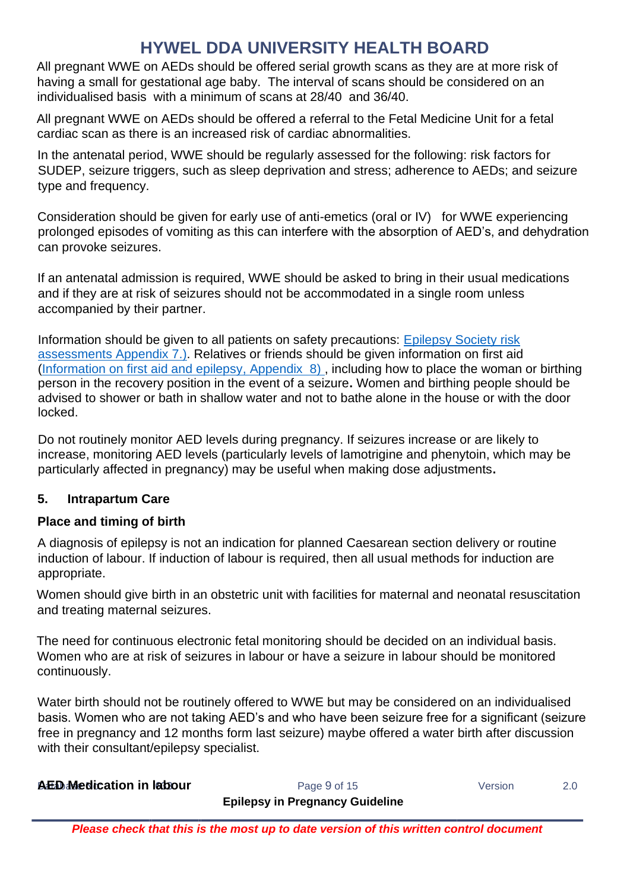All pregnant WWE on AEDs should be offered serial growth scans as they are at more risk of having a small for gestational age baby. The interval of scans should be considered on an individualised basis with a minimum of scans at 28/40 and 36/40.

All pregnant WWE on AEDs should be offered a referral to the Fetal Medicine Unit for a fetal cardiac scan as there is an increased risk of cardiac abnormalities.

In the antenatal period, WWE should be regularly assessed for the following: risk factors for SUDEP, seizure triggers, such as sleep deprivation and stress; adherence to AEDs; and seizure type and frequency.

Consideration should be given for early use of anti-emetics (oral or IV) for WWE experiencing prolonged episodes of vomiting as this can interfere with the absorption of AED's, and dehydration can provoke seizures.

If an antenatal admission is required, WWE should be asked to bring in their usual medications and if they are at risk of seizures should not be accommodated in a single room unless accompanied by their partner.

Information should be given to all patients on safety precautions: Epilepsy Society risk assessments Appendix 7.). Relatives or friends should be given information on first aid (Information on first aid and epilepsy, Appendix 8) , including how to place the woman or birthing person in the recovery position in the event of a seizure**.** Women and birthing people should be advised to shower or bath in shallow water and not to bathe alone in the house or with the door locked.

Do not routinely monitor AED levels during pregnancy. If seizures increase or are likely to increase, monitoring AED levels (particularly levels of lamotrigine and phenytoin, which may be particularly affected in pregnancy) may be useful when making dose adjustments**.**

## 5. Intrapartum Care

### Place and timing of birth

A diagnosis of epilepsy is not an indication for planned Caesarean section delivery or routine induction of labour. If induction of labour is required, then all usual methods for induction are appropriate.

Women should give birth in an obstetric unit with facilities for maternal and neonatal resuscitation and treating maternal seizures.

The need for continuous electronic fetal monitoring should be decided on an individual basis. Women who are at risk of seizures in labour or have a seizure in labour should be monitored continuously.

Water birth should not be routinely offered to WWE but may be considered on an individualised basis. Women who are not taking AED's and who have been seizure free for a significant (seizure free in pregnancy and 12 months form last seizure) maybe offered a water birth after discussion with their consultant/epilepsy specialist.

**AED Medication in labour**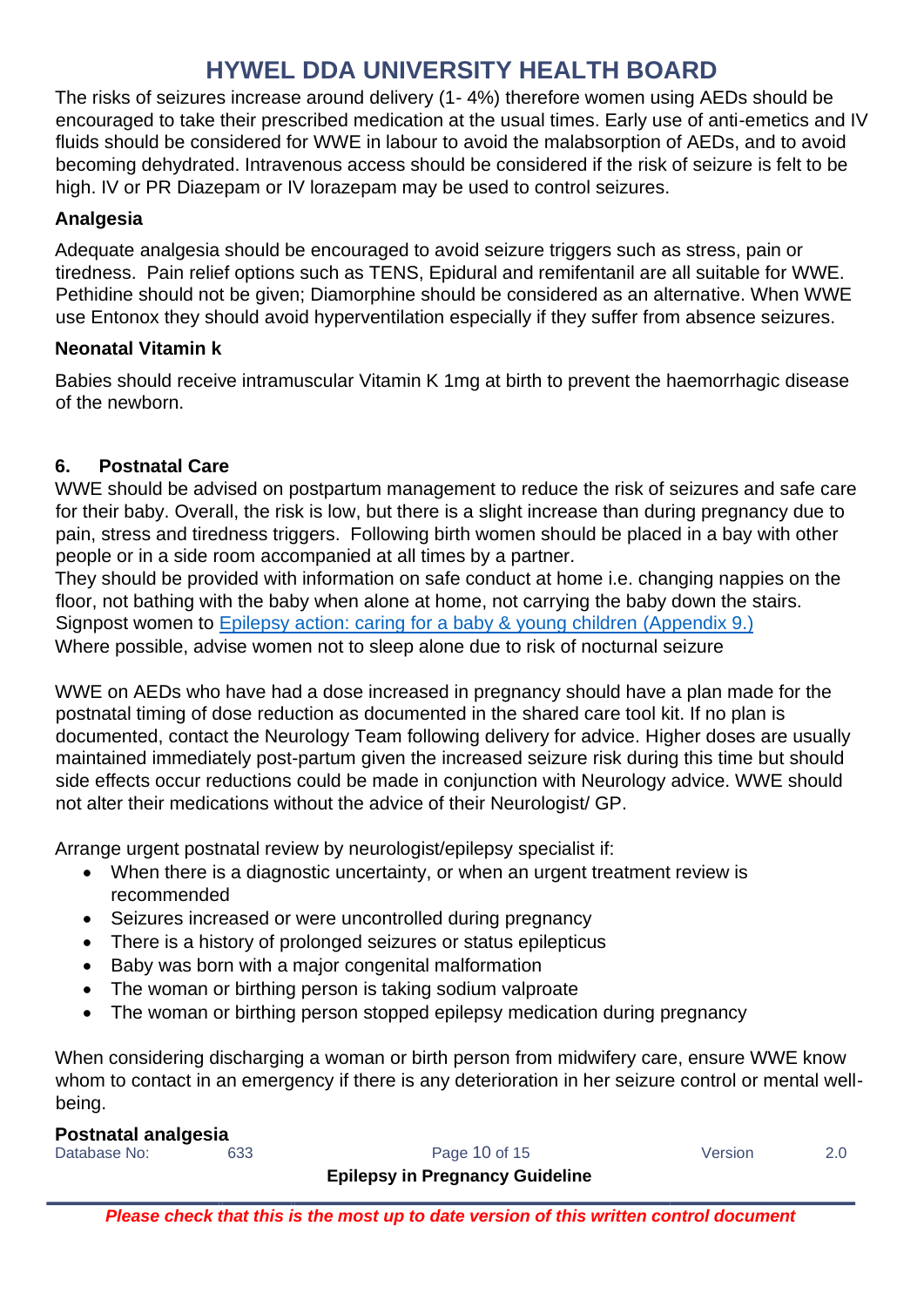The risks of seizures increase around delivery (1- 4%) therefore women using AEDs should be encouraged to take their prescribed medication at the usual times. Early use of anti-emetics and IV fluids should be considered for WWE in labour to avoid the malabsorption of AEDs, and to avoid becoming dehydrated. Intravenous access should be considered if the risk of seizure is felt to be high. IV or PR Diazepam or IV lorazepam may be used to control seizures.

### Analgesia

Adequate analgesia should be encouraged to avoid seizure triggers such as stress, pain or tiredness. Pain relief options such as TENS, Epidural and remifentanil are all suitable for WWE. Pethidine should not be given; Diamorphine should be considered as an alternative. When WWE use Entonox they should avoid hyperventilation especially if they suffer from absence seizures.

### Neonatal Vitamin k

Babies should receive intramuscular Vitamin K 1mg at birth to prevent the haemorrhagic disease of the newborn.

## 6. Postnatal Care

WWE should be advised on postpartum management to reduce the risk of seizures and safe care for their baby. Overall, the risk is low, but there is a slight increase than during pregnancy due to pain, stress and tiredness triggers. Following birth women should be placed in a bay with other people or in a side room accompanied at all times by a partner.
They should be provided with information on safe conduct at home i.e. changing nappies on the floor, not bathing with the baby when alone at home, not carrying the baby down the stairs.
Signpost women to Epilepsy action: caring for a baby & young children (Appendix 9.)
Where possible, advise women not to sleep alone due to risk of nocturnal seizure

WWE on AEDs who have had a dose increased in pregnancy should have a plan made for the postnatal timing of dose reduction as documented in the shared care tool kit. If no plan is documented, contact the Neurology Team following delivery for advice. Higher doses are usually maintained immediately post-partum given the increased seizure risk during this time but should side effects occur reductions could be made in conjunction with Neurology advice. WWE should not alter their medications without the advice of their Neurologist/ GP.

Arrange urgent postnatal review by neurologist/epilepsy specialist if:

- When there is a diagnostic uncertainty, or when an urgent treatment review is recommended
- Seizures increased or were uncontrolled during pregnancy
- There is a history of prolonged seizures or status epilepticus
- Baby was born with a major congenital malformation
- The woman or birthing person is taking sodium valproate
- The woman or birthing person stopped epilepsy medication during pregnancy

When considering discharging a woman or birth person from midwifery care, ensure WWE know whom to contact in an emergency if there is any deterioration in her seizure control or mental well-being.

### Postnatal analgesia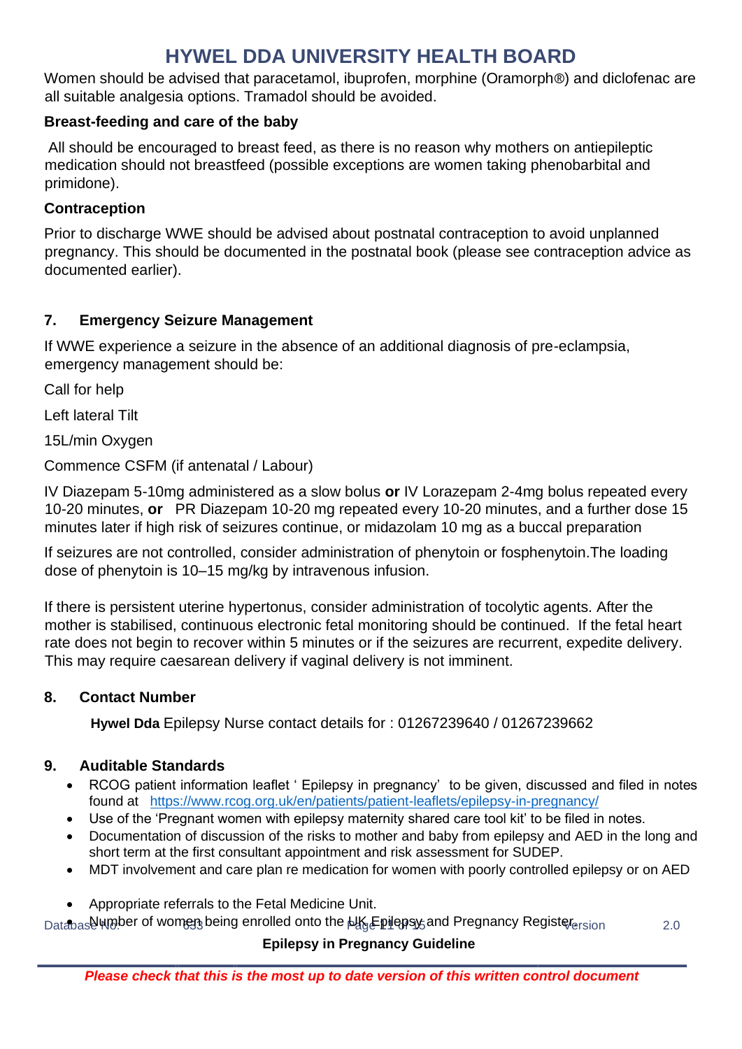Women should be advised that paracetamol, ibuprofen, morphine (Oramorph®) and diclofenac are all suitable analgesia options. Tramadol should be avoided.

**Breast-feeding and care of the baby**

All should be encouraged to breast feed, as there is no reason why mothers on antiepileptic medication should not breastfeed (possible exceptions are women taking phenobarbital and primidone).

**Contraception**

Prior to discharge WWE should be advised about postnatal contraception to avoid unplanned pregnancy. This should be documented in the postnatal book (please see contraception advice as documented earlier).

## 7. Emergency Seizure Management

If WWE experience a seizure in the absence of an additional diagnosis of pre-eclampsia, emergency management should be:

Call for help

Left lateral Tilt

15L/min Oxygen

Commence CSFM (if antenatal / Labour)

IV Diazepam 5-10mg administered as a slow bolus **or** IV Lorazepam 2-4mg bolus repeated every 10-20 minutes, **or** PR Diazepam 10-20 mg repeated every 10-20 minutes, and a further dose 15 minutes later if high risk of seizures continue, or midazolam 10 mg as a buccal preparation

If seizures are not controlled, consider administration of phenytoin or fosphenytoin.The loading dose of phenytoin is 10–15 mg/kg by intravenous infusion.

If there is persistent uterine hypertonus, consider administration of tocolytic agents. After the mother is stabilised, continuous electronic fetal monitoring should be continued. If the fetal heart rate does not begin to recover within 5 minutes or if the seizures are recurrent, expedite delivery. This may require caesarean delivery if vaginal delivery is not imminent.

## 8. Contact Number

**Hywel Dda** Epilepsy Nurse contact details for : 01267239640 / 01267239662

## 9. Auditable Standards

- RCOG patient information leaflet ' Epilepsy in pregnancy' to be given, discussed and filed in notes found at https://www.rcog.org.uk/en/patients/patient-leaflets/epilepsy-in-pregnancy/
- Use of the 'Pregnant women with epilepsy maternity shared care tool kit' to be filed in notes.
- Documentation of discussion of the risks to mother and baby from epilepsy and AED in the long and short term at the first consultant appointment and risk assessment for SUDEP.
- MDT involvement and care plan re medication for women with poorly controlled epilepsy or on AED
- Appropriate referrals to the Fetal Medicine Unit.
- Number of women being enrolled onto the UK Epilepsy and Pregnancy Register.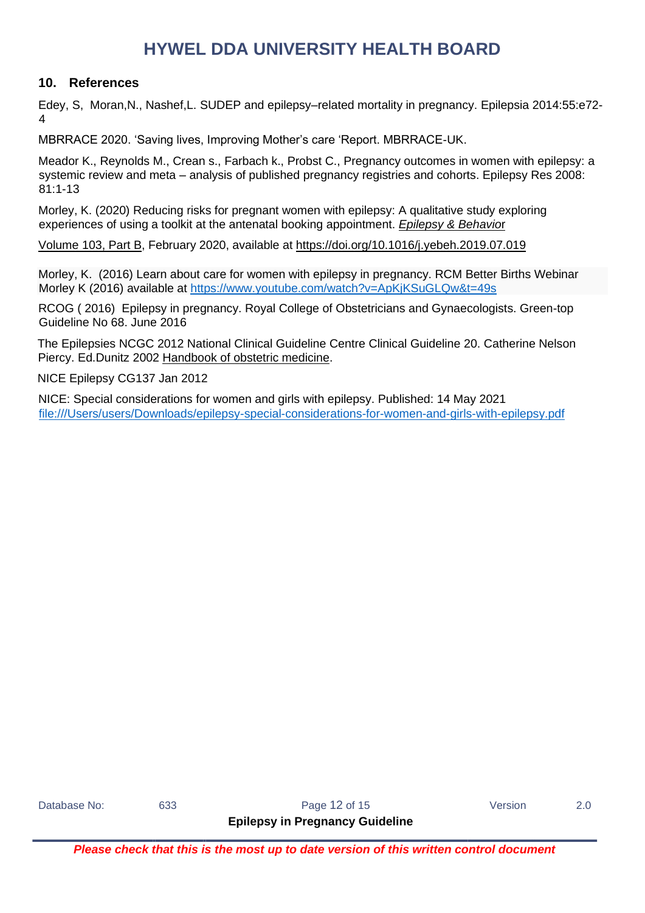## 10. References

Edey, S, Moran,N., Nashef,L. SUDEP and epilepsy–related mortality in pregnancy. Epilepsia 2014:55:e72-4

MBRRACE 2020. 'Saving lives, Improving Mother's care 'Report. MBRRACE-UK.

Meador K., Reynolds M., Crean s., Farbach k., Probst C., Pregnancy outcomes in women with epilepsy: a systemic review and meta – analysis of published pregnancy registries and cohorts. Epilepsy Res 2008: 81:1-13

Morley, K. (2020) Reducing risks for pregnant women with epilepsy: A qualitative study exploring experiences of using a toolkit at the antenatal booking appointment. *Epilepsy & Behavior*

Volume 103, Part B, February 2020, available at https://doi.org/10.1016/j.yebeh.2019.07.019

Morley, K. (2016) Learn about care for women with epilepsy in pregnancy. RCM Better Births Webinar Morley K (2016) available at https://www.youtube.com/watch?v=ApKjKSuGLQw&t=49s

RCOG ( 2016) Epilepsy in pregnancy. Royal College of Obstetricians and Gynaecologists. Green-top Guideline No 68. June 2016

The Epilepsies NCGC 2012 National Clinical Guideline Centre Clinical Guideline 20. Catherine Nelson Piercy. Ed.Dunitz 2002 Handbook of obstetric medicine.

NICE Epilepsy CG137 Jan 2012

NICE: Special considerations for women and girls with epilepsy. Published: 14 May 2021 file:///Users/users/Downloads/epilepsy-special-considerations-for-women-and-girls-with-epilepsy.pdf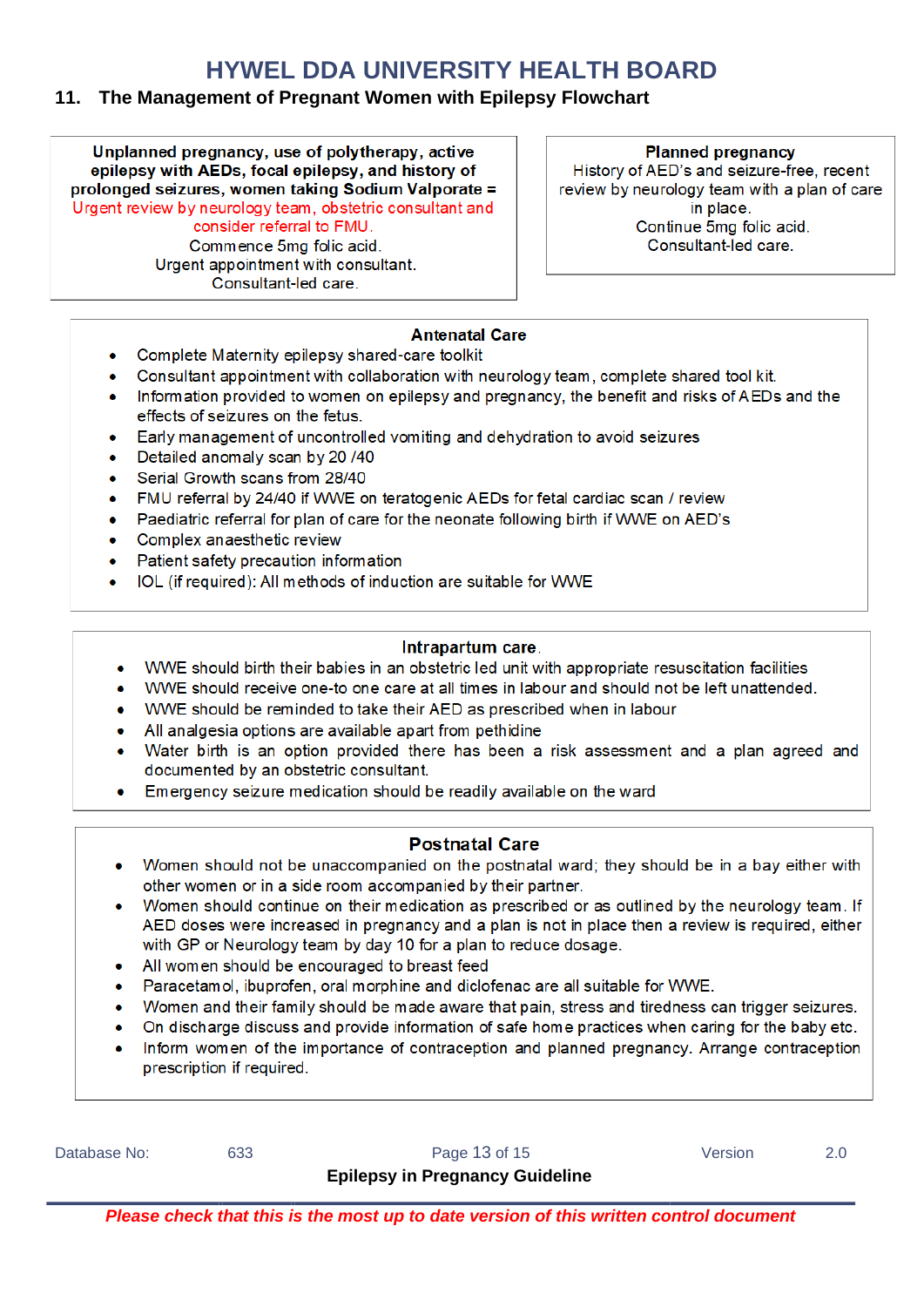## 11. The Management of Pregnant Women with Epilepsy Flowchart

**Unplanned pregnancy, use of polytherapy, active epilepsy with AEDs, focal epilepsy, and history of prolonged seizures, women taking Sodium Valporate =**
Urgent review by neurology team, obstetric consultant and consider referral to FMU.
Commence 5mg folic acid.
Urgent appointment with consultant.
Consultant-led care.

**Planned pregnancy**
History of AED's and seizure-free, recent review by neurology team with a plan of care in place.
Continue 5mg folic acid.
Consultant-led care.

### Antenatal Care

- Complete Maternity epilepsy shared-care toolkit
- Consultant appointment with collaboration with neurology team, complete shared tool kit.
- Information provided to women on epilepsy and pregnancy, the benefit and risks of AEDs and the effects of seizures on the fetus.
- Early management of uncontrolled vomiting and dehydration to avoid seizures
- Detailed anomaly scan by 20 /40
- Serial Growth scans from 28/40
- FMU referral by 24/40 if WWE on teratogenic AEDs for fetal cardiac scan / review
- Paediatric referral for plan of care for the neonate following birth if WWE on AED's
- Complex anaesthetic review
- Patient safety precaution information
- IOL (if required): All methods of induction are suitable for WWE

### Intrapartum care.

- WWE should birth their babies in an obstetric led unit with appropriate resuscitation facilities
- WWE should receive one-to one care at all times in labour and should not be left unattended.
- WWE should be reminded to take their AED as prescribed when in labour
- All analgesia options are available apart from pethidine
- Water birth is an option provided there has been a risk assessment and a plan agreed and documented by an obstetric consultant.
- Emergency seizure medication should be readily available on the ward

### Postnatal Care

- Women should not be unaccompanied on the postnatal ward; they should be in a bay either with other women or in a side room accompanied by their partner.
- Women should continue on their medication as prescribed or as outlined by the neurology team. If AED doses were increased in pregnancy and a plan is not in place then a review is required, either with GP or Neurology team by day 10 for a plan to reduce dosage.
- All women should be encouraged to breast feed
- Paracetamol, ibuprofen, oral morphine and diclofenac are all suitable for WWE.
- Women and their family should be made aware that pain, stress and tiredness can trigger seizures.
- On discharge discuss and provide information of safe home practices when caring for the baby etc.
- Inform women of the importance of contraception and planned pregnancy. Arrange contraception prescription if required.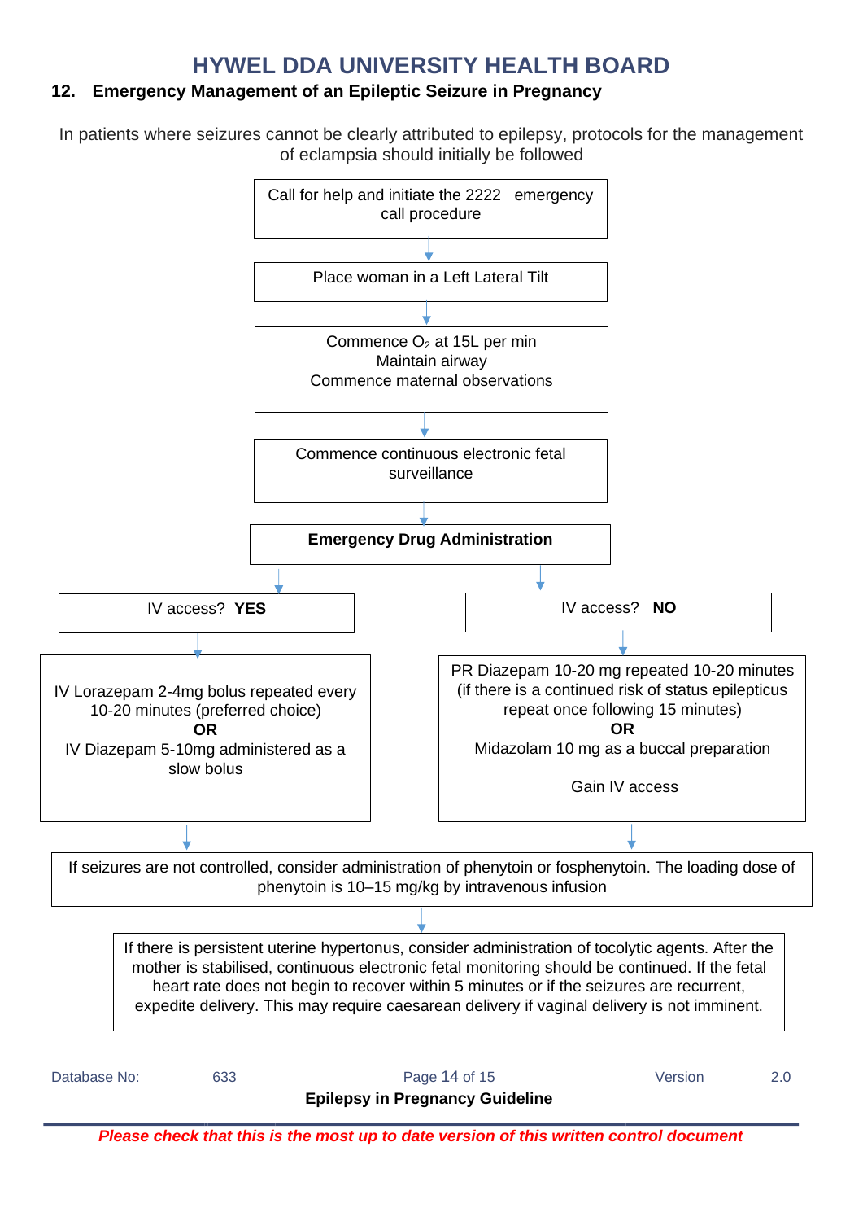## 12. Emergency Management of an Epileptic Seizure in Pregnancy

In patients where seizures cannot be clearly attributed to epilepsy, protocols for the management of eclampsia should initially be followed

Call for help and initiate the 2222 emergency call procedure

↓

Place woman in a Left Lateral Tilt

↓

Commence $O_2$ at 15L per min
Maintain airway
Commence maternal observations

↓

Commence continuous electronic fetal surveillance

↓

**Emergency Drug Administration**

**IV access? YES**

↓

IV Lorazepam 2-4mg bolus repeated every 10-20 minutes (preferred choice)
**OR**
IV Diazepam 5-10mg administered as a slow bolus

**IV access? NO**

↓

PR Diazepam 10-20 mg repeated 10-20 minutes (if there is a continued risk of status epilepticus repeat once following 15 minutes)
**OR**
Midazolam 10 mg as a buccal preparation

Gain IV access

↓

If seizures are not controlled, consider administration of phenytoin or fosphenytoin. The loading dose of phenytoin is 10–15 mg/kg by intravenous infusion

↓

If there is persistent uterine hypertonus, consider administration of tocolytic agents. After the mother is stabilised, continuous electronic fetal monitoring should be continued. If the fetal heart rate does not begin to recover within 5 minutes or if the seizures are recurrent, expedite delivery. This may require caesarean delivery if vaginal delivery is not imminent.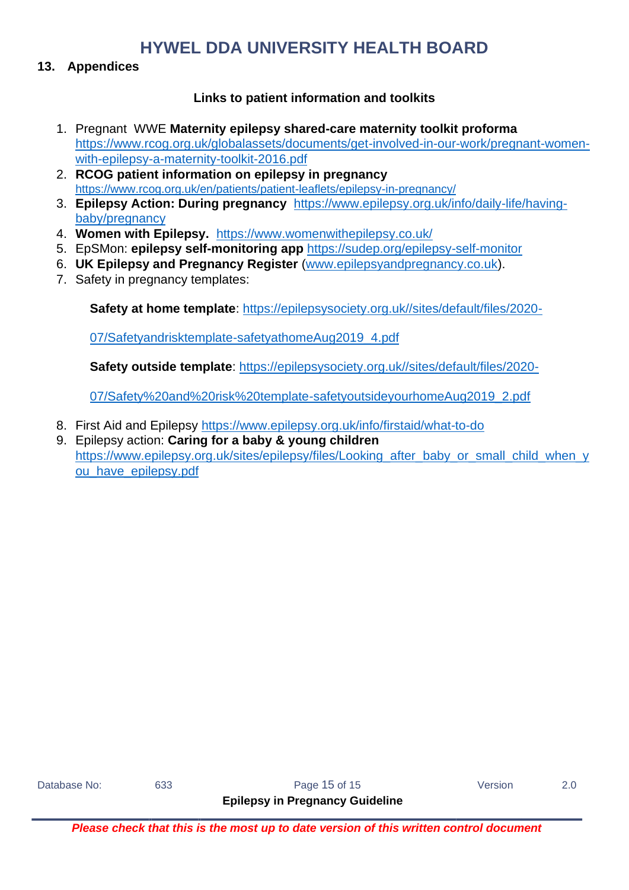## 13. Appendices

**Links to patient information and toolkits**

1. Pregnant WWE **Maternity epilepsy shared-care maternity toolkit proforma** https://www.rcog.org.uk/globalassets/documents/get-involved-in-our-work/pregnant-women-with-epilepsy-a-maternity-toolkit-2016.pdf
2. **RCOG patient information on epilepsy in pregnancy** https://www.rcog.org.uk/en/patients/patient-leaflets/epilepsy-in-pregnancy/
3. **Epilepsy Action: During pregnancy** https://www.epilepsy.org.uk/info/daily-life/having-baby/pregnancy
4. **Women with Epilepsy.** https://www.womenwithepilepsy.co.uk/
5. EpSMon: **epilepsy self-monitoring app** https://sudep.org/epilepsy-self-monitor
6. **UK Epilepsy and Pregnancy Register** (www.epilepsyandpregnancy.co.uk).
7. Safety in pregnancy templates:

   **Safety at home template**: https://epilepsysociety.org.uk//sites/default/files/2020-07/Safetyandrisktemplate-safetyathomeAug2019_4.pdf

   **Safety outside template**: https://epilepsysociety.org.uk//sites/default/files/2020-07/Safety%20and%20risk%20template-safetyoutsideyourhomeAug2019_2.pdf

8. First Aid and Epilepsy https://www.epilepsy.org.uk/info/firstaid/what-to-do
9. Epilepsy action: **Caring for a baby & young children** https://www.epilepsy.org.uk/sites/epilepsy/files/Looking_after_baby_or_small_child_when_you_have_epilepsy.pdf